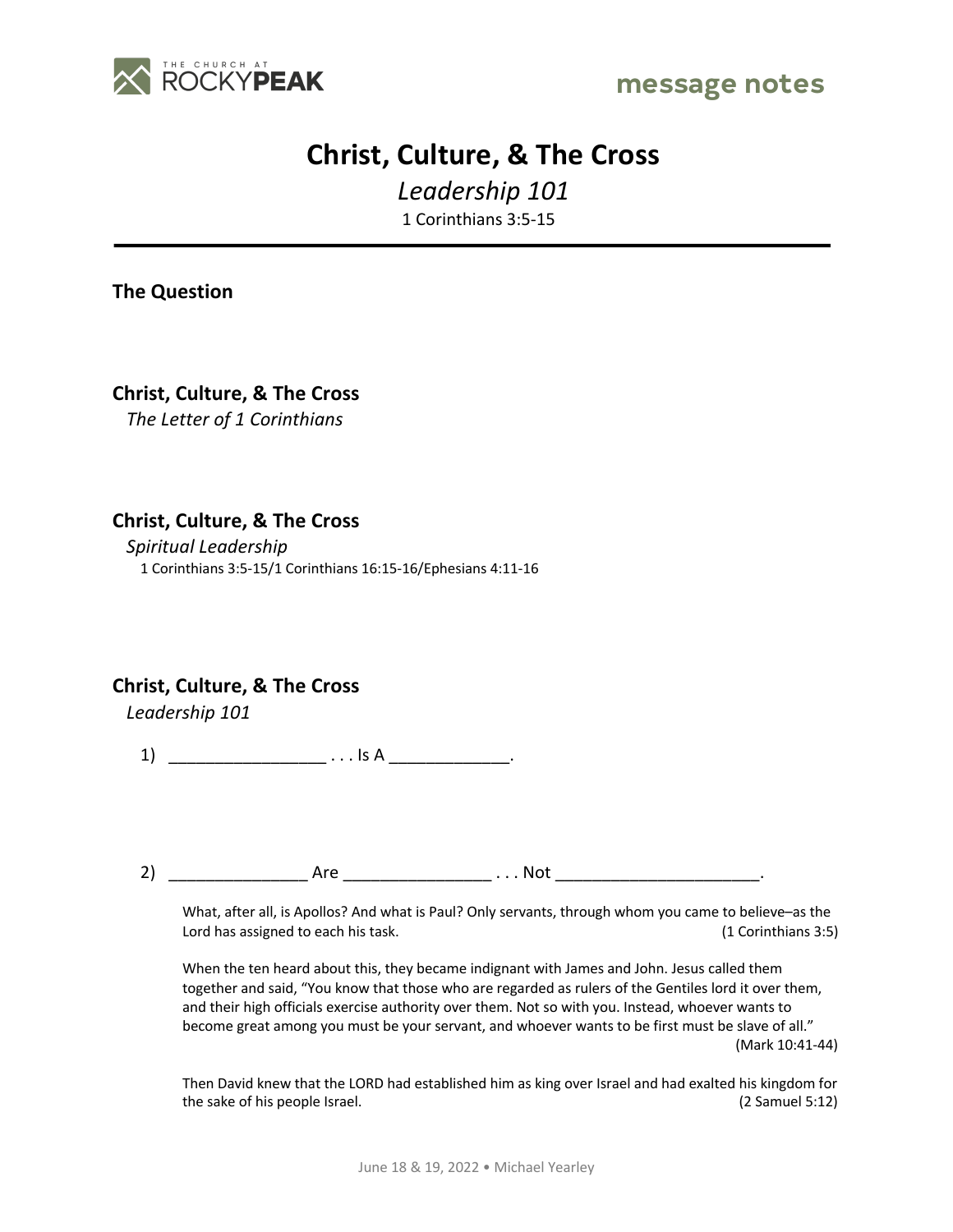# Christ, Culture, & The Cross

*Leadership 101*

1 Corinthians 3:5-15

---

## The Question

## Christ, Culture, & The Cross

*The Letter of 1 Corinthians*

## Christ, Culture, & The Cross

*Spiritual Leadership*

1 Corinthians 3:5-15/1 Corinthians 16:15-16/Ephesians 4:11-16

## Christ, Culture, & The Cross

*Leadership 101*

1) _________________ . . . Is A _____________.

2) ______________ Are ________________ . . . Not ______________________.

What, after all, is Apollos? And what is Paul? Only servants, through whom you came to believe–as the Lord has assigned to each his task. (1 Corinthians 3:5)

When the ten heard about this, they became indignant with James and John. Jesus called them together and said, "You know that those who are regarded as rulers of the Gentiles lord it over them, and their high officials exercise authority over them. Not so with you. Instead, whoever wants to become great among you must be your servant, and whoever wants to be first must be slave of all." (Mark 10:41-44)

Then David knew that the LORD had established him as king over Israel and had exalted his kingdom for the sake of his people Israel. (2 Samuel 5:12)

June 18 & 19, 2022 • Michael Yearley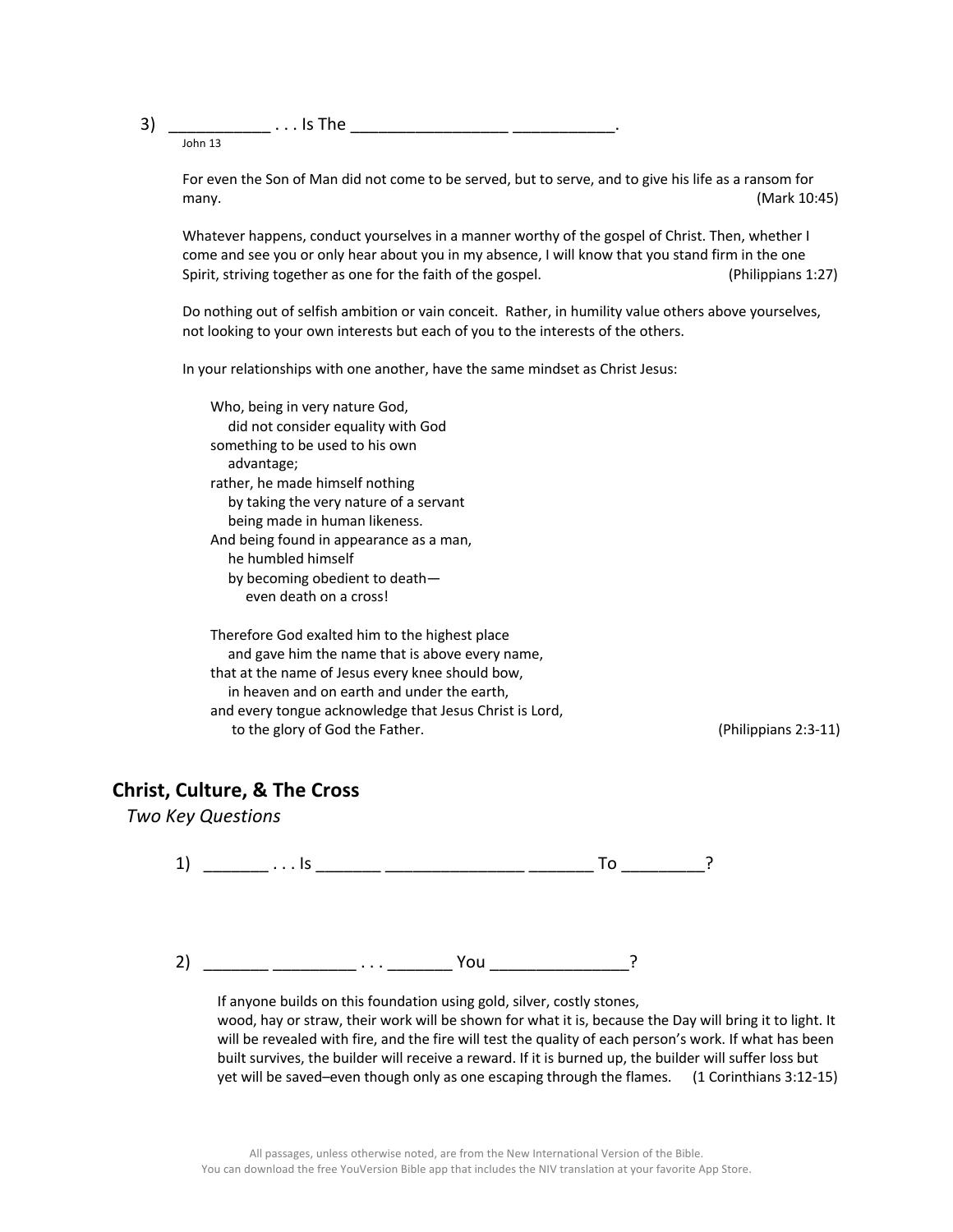3) ___________ . . . Is The _________________ ___________.
John 13

For even the Son of Man did not come to be served, but to serve, and to give his life as a ransom for many. (Mark 10:45)

Whatever happens, conduct yourselves in a manner worthy of the gospel of Christ. Then, whether I come and see you or only hear about you in my absence, I will know that you stand firm in the one Spirit, striving together as one for the faith of the gospel. (Philippians 1:27)

Do nothing out of selfish ambition or vain conceit. Rather, in humility value others above yourselves, not looking to your own interests but each of you to the interests of the others.

In your relationships with one another, have the same mindset as Christ Jesus:

Who, being in very nature God,
did not consider equality with God
something to be used to his own
advantage;
rather, he made himself nothing
by taking the very nature of a servant
being made in human likeness.
And being found in appearance as a man,
he humbled himself
by becoming obedient to death—
even death on a cross!

Therefore God exalted him to the highest place
and gave him the name that is above every name,
that at the name of Jesus every knee should bow,
in heaven and on earth and under the earth,
and every tongue acknowledge that Jesus Christ is Lord,
to the glory of God the Father. (Philippians 2:3-11)

## Christ, Culture, & The Cross

*Two Key Questions*

1) _______ . . . Is _______ _______________ _______ To _________?

2) _______ _________ . . . _______ You _______________?

If anyone builds on this foundation using gold, silver, costly stones,
wood, hay or straw, their work will be shown for what it is, because the Day will bring it to light. It will be revealed with fire, and the fire will test the quality of each person's work. If what has been built survives, the builder will receive a reward. If it is burned up, the builder will suffer loss but yet will be saved–even though only as one escaping through the flames. (1 Corinthians 3:12-15)

All passages, unless otherwise noted, are from the New International Version of the Bible.
You can download the free YouVersion Bible app that includes the NIV translation at your favorite App Store.